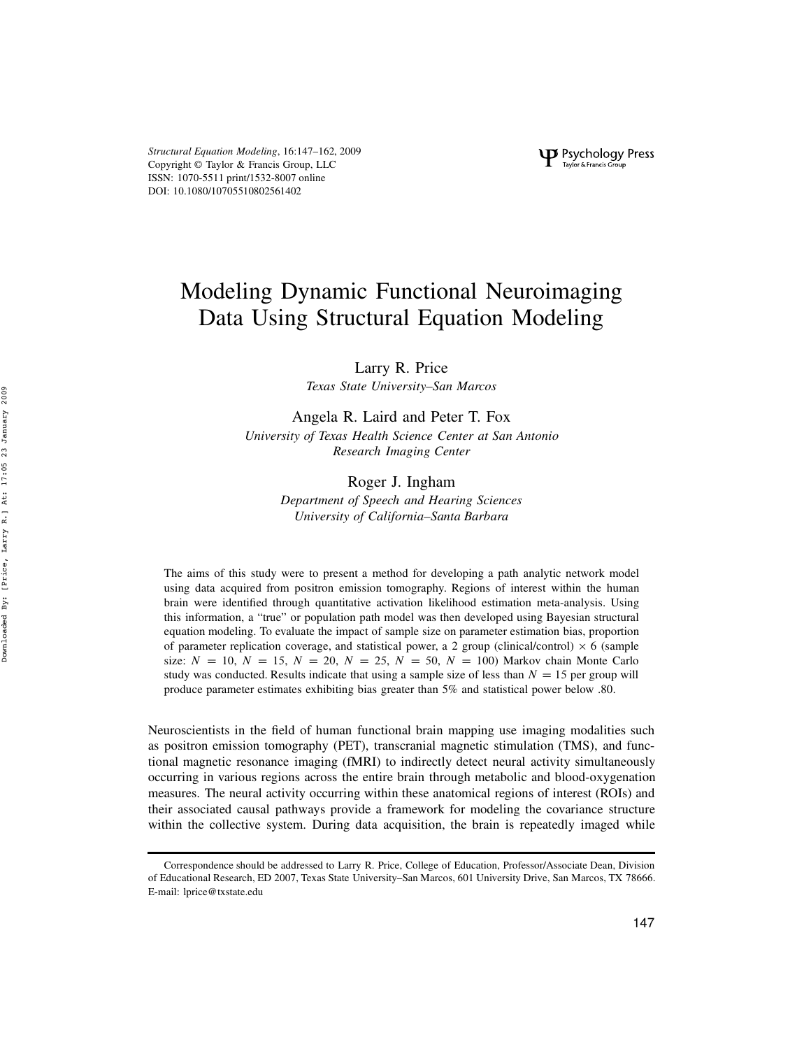# Modeling Dynamic Functional Neuroimaging Data Using Structural Equation Modeling

Larry R. Price
*Texas State University–San Marcos*

Angela R. Laird and Peter T. Fox
*University of Texas Health Science Center at San Antonio Research Imaging Center*

Roger J. Ingham
*Department of Speech and Hearing Sciences University of California–Santa Barbara*

The aims of this study were to present a method for developing a path analytic network model using data acquired from positron emission tomography. Regions of interest within the human brain were identified through quantitative activation likelihood estimation meta-analysis. Using this information, a "true" or population path model was then developed using Bayesian structural equation modeling. To evaluate the impact of sample size on parameter estimation bias, proportion of parameter replication coverage, and statistical power, a 2 group (clinical/control) × 6 (sample size: $N = 10$, $N = 15$, $N = 20$, $N = 25$, $N = 50$, $N = 100$) Markov chain Monte Carlo study was conducted. Results indicate that using a sample size of less than $N = 15$ per group will produce parameter estimates exhibiting bias greater than 5% and statistical power below .80.

Neuroscientists in the field of human functional brain mapping use imaging modalities such as positron emission tomography (PET), transcranial magnetic stimulation (TMS), and functional magnetic resonance imaging (fMRI) to indirectly detect neural activity simultaneously occurring in various regions across the entire brain through metabolic and blood-oxygenation measures. The neural activity occurring within these anatomical regions of interest (ROIs) and their associated causal pathways provide a framework for modeling the covariance structure within the collective system. During data acquisition, the brain is repeatedly imaged while

Correspondence should be addressed to Larry R. Price, College of Education, Professor/Associate Dean, Division of Educational Research, ED 2007, Texas State University–San Marcos, 601 University Drive, San Marcos, TX 78666. E-mail: lprice@txstate.edu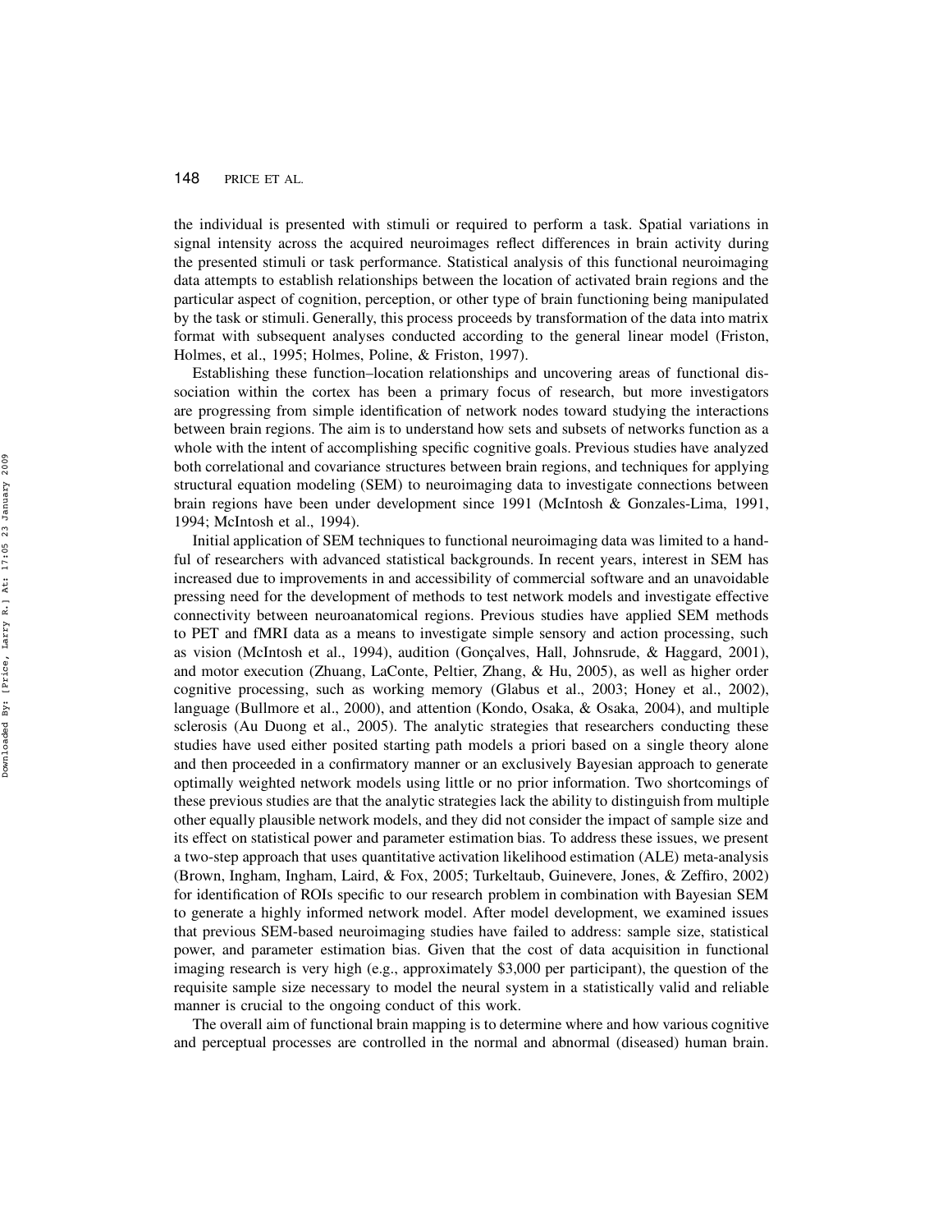the individual is presented with stimuli or required to perform a task. Spatial variations in signal intensity across the acquired neuroimages reflect differences in brain activity during the presented stimuli or task performance. Statistical analysis of this functional neuroimaging data attempts to establish relationships between the location of activated brain regions and the particular aspect of cognition, perception, or other type of brain functioning being manipulated by the task or stimuli. Generally, this process proceeds by transformation of the data into matrix format with subsequent analyses conducted according to the general linear model (Friston, Holmes, et al., 1995; Holmes, Poline, & Friston, 1997).

Establishing these function–location relationships and uncovering areas of functional dissociation within the cortex has been a primary focus of research, but more investigators are progressing from simple identification of network nodes toward studying the interactions between brain regions. The aim is to understand how sets and subsets of networks function as a whole with the intent of accomplishing specific cognitive goals. Previous studies have analyzed both correlational and covariance structures between brain regions, and techniques for applying structural equation modeling (SEM) to neuroimaging data to investigate connections between brain regions have been under development since 1991 (McIntosh & Gonzales-Lima, 1991, 1994; McIntosh et al., 1994).

Initial application of SEM techniques to functional neuroimaging data was limited to a handful of researchers with advanced statistical backgrounds. In recent years, interest in SEM has increased due to improvements in and accessibility of commercial software and an unavoidable pressing need for the development of methods to test network models and investigate effective connectivity between neuroanatomical regions. Previous studies have applied SEM methods to PET and fMRI data as a means to investigate simple sensory and action processing, such as vision (McIntosh et al., 1994), audition (Gonçalves, Hall, Johnsrude, & Haggard, 2001), and motor execution (Zhuang, LaConte, Peltier, Zhang, & Hu, 2005), as well as higher order cognitive processing, such as working memory (Glabus et al., 2003; Honey et al., 2002), language (Bullmore et al., 2000), and attention (Kondo, Osaka, & Osaka, 2004), and multiple sclerosis (Au Duong et al., 2005). The analytic strategies that researchers conducting these studies have used either posited starting path models a priori based on a single theory alone and then proceeded in a confirmatory manner or an exclusively Bayesian approach to generate optimally weighted network models using little or no prior information. Two shortcomings of these previous studies are that the analytic strategies lack the ability to distinguish from multiple other equally plausible network models, and they did not consider the impact of sample size and its effect on statistical power and parameter estimation bias. To address these issues, we present a two-step approach that uses quantitative activation likelihood estimation (ALE) meta-analysis (Brown, Ingham, Ingham, Laird, & Fox, 2005; Turkeltaub, Guinevere, Jones, & Zeffiro, 2002) for identification of ROIs specific to our research problem in combination with Bayesian SEM to generate a highly informed network model. After model development, we examined issues that previous SEM-based neuroimaging studies have failed to address: sample size, statistical power, and parameter estimation bias. Given that the cost of data acquisition in functional imaging research is very high (e.g., approximately $3,000 per participant), the question of the requisite sample size necessary to model the neural system in a statistically valid and reliable manner is crucial to the ongoing conduct of this work.

The overall aim of functional brain mapping is to determine where and how various cognitive and perceptual processes are controlled in the normal and abnormal (diseased) human brain.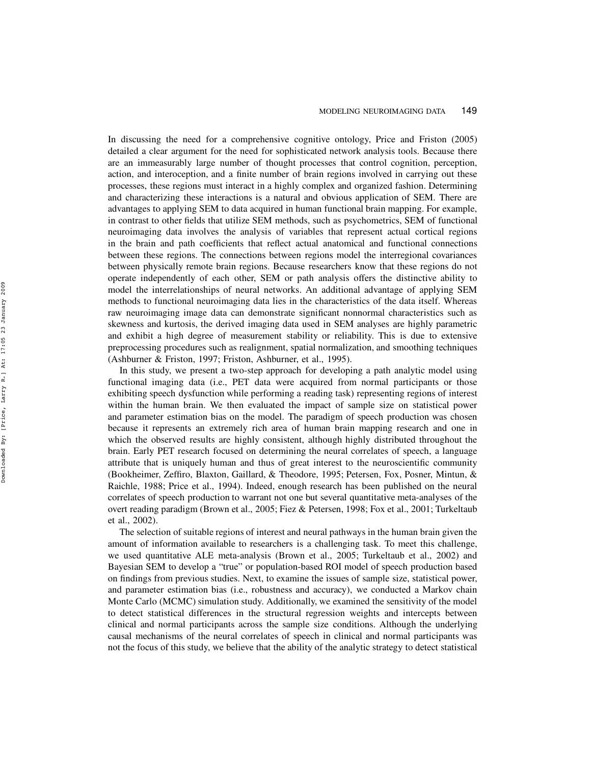In discussing the need for a comprehensive cognitive ontology, Price and Friston (2005) detailed a clear argument for the need for sophisticated network analysis tools. Because there are an immeasurably large number of thought processes that control cognition, perception, action, and interoception, and a finite number of brain regions involved in carrying out these processes, these regions must interact in a highly complex and organized fashion. Determining and characterizing these interactions is a natural and obvious application of SEM. There are advantages to applying SEM to data acquired in human functional brain mapping. For example, in contrast to other fields that utilize SEM methods, such as psychometrics, SEM of functional neuroimaging data involves the analysis of variables that represent actual cortical regions in the brain and path coefficients that reflect actual anatomical and functional connections between these regions. The connections between regions model the interregional covariances between physically remote brain regions. Because researchers know that these regions do not operate independently of each other, SEM or path analysis offers the distinctive ability to model the interrelationships of neural networks. An additional advantage of applying SEM methods to functional neuroimaging data lies in the characteristics of the data itself. Whereas raw neuroimaging image data can demonstrate significant nonnormal characteristics such as skewness and kurtosis, the derived imaging data used in SEM analyses are highly parametric and exhibit a high degree of measurement stability or reliability. This is due to extensive preprocessing procedures such as realignment, spatial normalization, and smoothing techniques (Ashburner & Friston, 1997; Friston, Ashburner, et al., 1995).

In this study, we present a two-step approach for developing a path analytic model using functional imaging data (i.e., PET data were acquired from normal participants or those exhibiting speech dysfunction while performing a reading task) representing regions of interest within the human brain. We then evaluated the impact of sample size on statistical power and parameter estimation bias on the model. The paradigm of speech production was chosen because it represents an extremely rich area of human brain mapping research and one in which the observed results are highly consistent, although highly distributed throughout the brain. Early PET research focused on determining the neural correlates of speech, a language attribute that is uniquely human and thus of great interest to the neuroscientific community (Bookheimer, Zeffiro, Blaxton, Gaillard, & Theodore, 1995; Petersen, Fox, Posner, Mintun, & Raichle, 1988; Price et al., 1994). Indeed, enough research has been published on the neural correlates of speech production to warrant not one but several quantitative meta-analyses of the overt reading paradigm (Brown et al., 2005; Fiez & Petersen, 1998; Fox et al., 2001; Turkeltaub et al., 2002).

The selection of suitable regions of interest and neural pathways in the human brain given the amount of information available to researchers is a challenging task. To meet this challenge, we used quantitative ALE meta-analysis (Brown et al., 2005; Turkeltaub et al., 2002) and Bayesian SEM to develop a "true" or population-based ROI model of speech production based on findings from previous studies. Next, to examine the issues of sample size, statistical power, and parameter estimation bias (i.e., robustness and accuracy), we conducted a Markov chain Monte Carlo (MCMC) simulation study. Additionally, we examined the sensitivity of the model to detect statistical differences in the structural regression weights and intercepts between clinical and normal participants across the sample size conditions. Although the underlying causal mechanisms of the neural correlates of speech in clinical and normal participants was not the focus of this study, we believe that the ability of the analytic strategy to detect statistical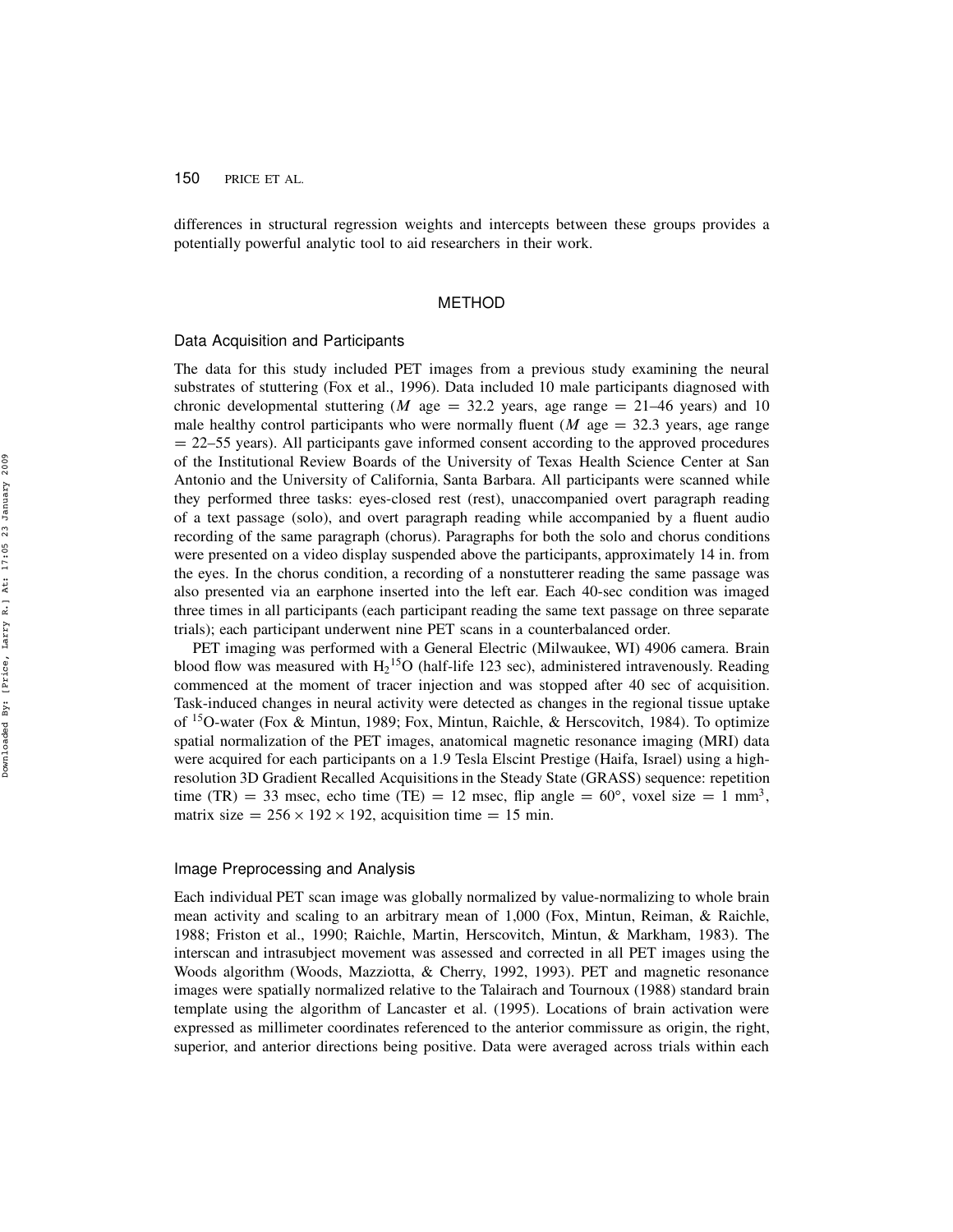differences in structural regression weights and intercepts between these groups provides a potentially powerful analytic tool to aid researchers in their work.

## METHOD

### Data Acquisition and Participants

The data for this study included PET images from a previous study examining the neural substrates of stuttering (Fox et al., 1996). Data included 10 male participants diagnosed with chronic developmental stuttering ($M$ age = 32.2 years, age range = 21–46 years) and 10 male healthy control participants who were normally fluent ($M$ age = 32.3 years, age range = 22–55 years). All participants gave informed consent according to the approved procedures of the Institutional Review Boards of the University of Texas Health Science Center at San Antonio and the University of California, Santa Barbara. All participants were scanned while they performed three tasks: eyes-closed rest (rest), unaccompanied overt paragraph reading of a text passage (solo), and overt paragraph reading while accompanied by a fluent audio recording of the same paragraph (chorus). Paragraphs for both the solo and chorus conditions were presented on a video display suspended above the participants, approximately 14 in. from the eyes. In the chorus condition, a recording of a nonstutterer reading the same passage was also presented via an earphone inserted into the left ear. Each 40-sec condition was imaged three times in all participants (each participant reading the same text passage on three separate trials); each participant underwent nine PET scans in a counterbalanced order.

PET imaging was performed with a General Electric (Milwaukee, WI) 4906 camera. Brain blood flow was measured with $H_2{}^{15}O$ (half-life 123 sec), administered intravenously. Reading commenced at the moment of tracer injection and was stopped after 40 sec of acquisition. Task-induced changes in neural activity were detected as changes in the regional tissue uptake of $^{15}O$-water (Fox & Mintun, 1989; Fox, Mintun, Raichle, & Herscovitch, 1984). To optimize spatial normalization of the PET images, anatomical magnetic resonance imaging (MRI) data were acquired for each participants on a 1.9 Tesla Elscint Prestige (Haifa, Israel) using a high-resolution 3D Gradient Recalled Acquisitions in the Steady State (GRASS) sequence: repetition time (TR) = 33 msec, echo time (TE) = 12 msec, flip angle = 60°, voxel size = 1 mm$^3$, matrix size = $256 \times 192 \times 192$, acquisition time = 15 min.

### Image Preprocessing and Analysis

Each individual PET scan image was globally normalized by value-normalizing to whole brain mean activity and scaling to an arbitrary mean of 1,000 (Fox, Mintun, Reiman, & Raichle, 1988; Friston et al., 1990; Raichle, Martin, Herscovitch, Mintun, & Markham, 1983). The interscan and intrasubject movement was assessed and corrected in all PET images using the Woods algorithm (Woods, Mazziotta, & Cherry, 1992, 1993). PET and magnetic resonance images were spatially normalized relative to the Talairach and Tournoux (1988) standard brain template using the algorithm of Lancaster et al. (1995). Locations of brain activation were expressed as millimeter coordinates referenced to the anterior commissure as origin, the right, superior, and anterior directions being positive. Data were averaged across trials within each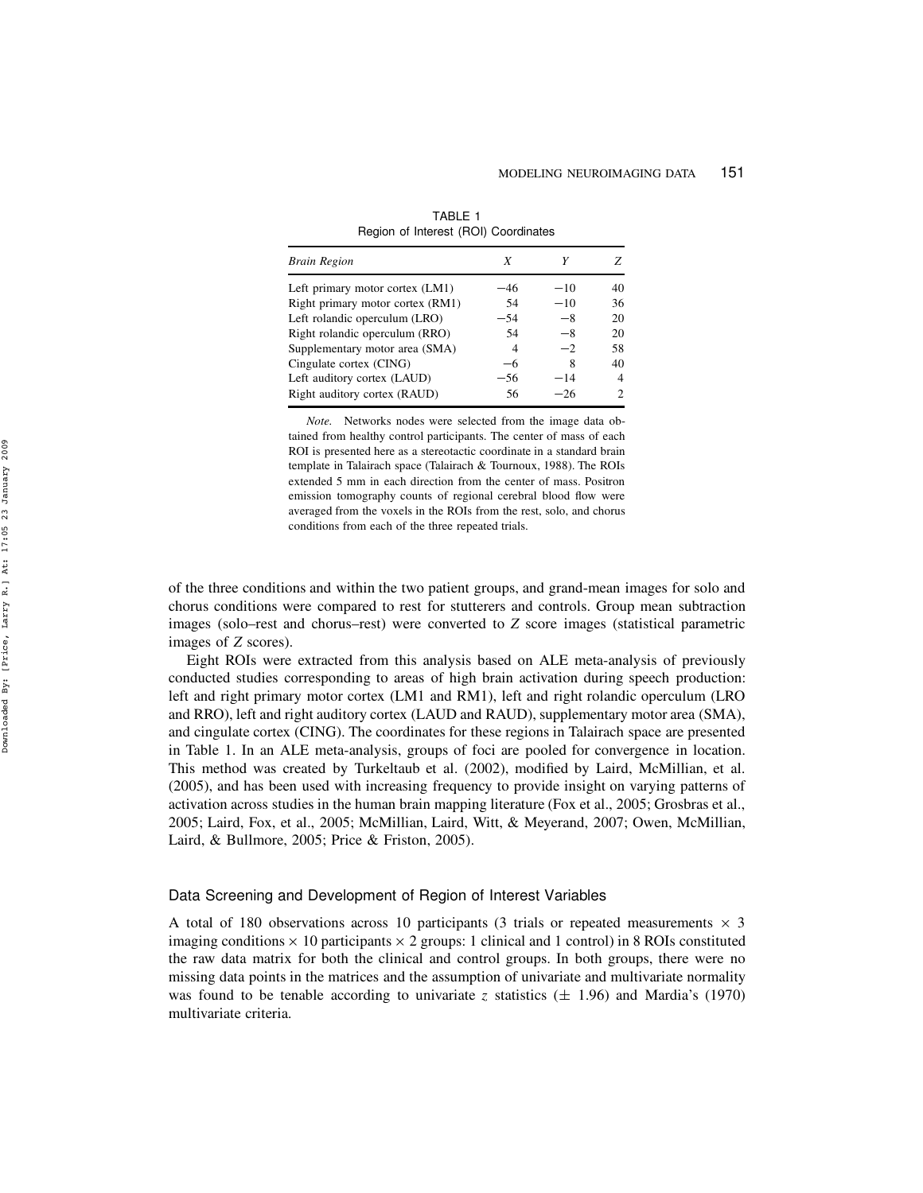TABLE 1
Region of Interest (ROI) Coordinates

| *Brain Region* | *X* | *Y* | *Z* |
|---|---|---|---|
| Left primary motor cortex (LM1) | −46 | −10 | 40 |
| Right primary motor cortex (RM1) | 54 | −10 | 36 |
| Left rolandic operculum (LRO) | −54 | −8 | 20 |
| Right rolandic operculum (RRO) | 54 | −8 | 20 |
| Supplementary motor area (SMA) | 4 | −2 | 58 |
| Cingulate cortex (CING) | −6 | 8 | 40 |
| Left auditory cortex (LAUD) | −56 | −14 | 4 |
| Right auditory cortex (RAUD) | 56 | −26 | 2 |

*Note.* Networks nodes were selected from the image data obtained from healthy control participants. The center of mass of each ROI is presented here as a stereotactic coordinate in a standard brain template in Talairach space (Talairach & Tournoux, 1988). The ROIs extended 5 mm in each direction from the center of mass. Positron emission tomography counts of regional cerebral blood flow were averaged from the voxels in the ROIs from the rest, solo, and chorus conditions from each of the three repeated trials.

of the three conditions and within the two patient groups, and grand-mean images for solo and chorus conditions were compared to rest for stutterers and controls. Group mean subtraction images (solo–rest and chorus–rest) were converted to *Z* score images (statistical parametric images of *Z* scores).

Eight ROIs were extracted from this analysis based on ALE meta-analysis of previously conducted studies corresponding to areas of high brain activation during speech production: left and right primary motor cortex (LM1 and RM1), left and right rolandic operculum (LRO and RRO), left and right auditory cortex (LAUD and RAUD), supplementary motor area (SMA), and cingulate cortex (CING). The coordinates for these regions in Talairach space are presented in Table 1. In an ALE meta-analysis, groups of foci are pooled for convergence in location. This method was created by Turkeltaub et al. (2002), modified by Laird, McMillian, et al. (2005), and has been used with increasing frequency to provide insight on varying patterns of activation across studies in the human brain mapping literature (Fox et al., 2005; Grosbras et al., 2005; Laird, Fox, et al., 2005; McMillian, Laird, Witt, & Meyerand, 2007; Owen, McMillian, Laird, & Bullmore, 2005; Price & Friston, 2005).

## Data Screening and Development of Region of Interest Variables

A total of 180 observations across 10 participants (3 trials or repeated measurements $\times$ 3 imaging conditions $\times$ 10 participants $\times$ 2 groups: 1 clinical and 1 control) in 8 ROIs constituted the raw data matrix for both the clinical and control groups. In both groups, there were no missing data points in the matrices and the assumption of univariate and multivariate normality was found to be tenable according to univariate $z$ statistics ($\pm$ 1.96) and Mardia's (1970) multivariate criteria.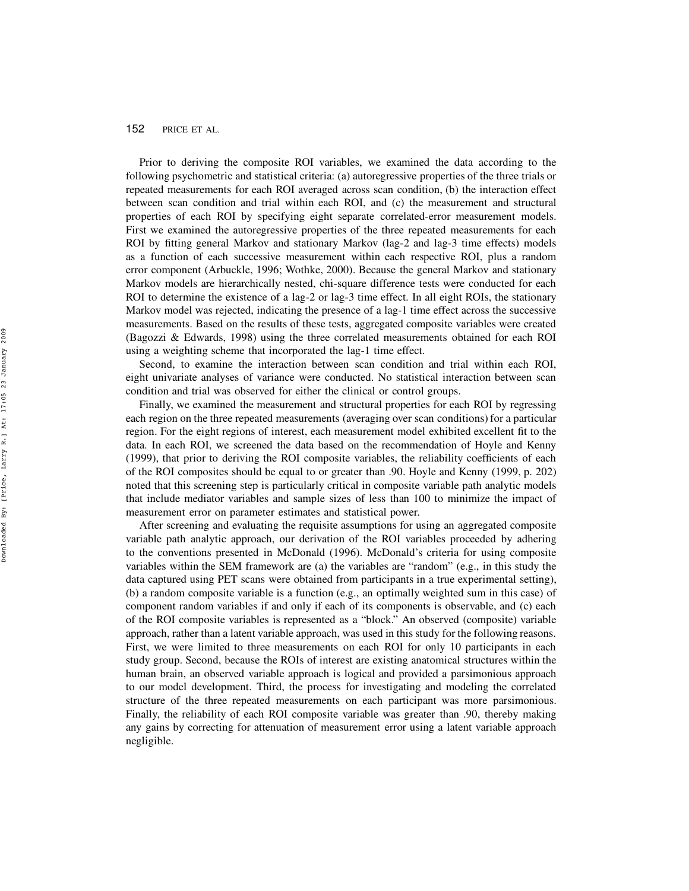Prior to deriving the composite ROI variables, we examined the data according to the following psychometric and statistical criteria: (a) autoregressive properties of the three trials or repeated measurements for each ROI averaged across scan condition, (b) the interaction effect between scan condition and trial within each ROI, and (c) the measurement and structural properties of each ROI by specifying eight separate correlated-error measurement models. First we examined the autoregressive properties of the three repeated measurements for each ROI by fitting general Markov and stationary Markov (lag-2 and lag-3 time effects) models as a function of each successive measurement within each respective ROI, plus a random error component (Arbuckle, 1996; Wothke, 2000). Because the general Markov and stationary Markov models are hierarchically nested, chi-square difference tests were conducted for each ROI to determine the existence of a lag-2 or lag-3 time effect. In all eight ROIs, the stationary Markov model was rejected, indicating the presence of a lag-1 time effect across the successive measurements. Based on the results of these tests, aggregated composite variables were created (Bagozzi & Edwards, 1998) using the three correlated measurements obtained for each ROI using a weighting scheme that incorporated the lag-1 time effect.

Second, to examine the interaction between scan condition and trial within each ROI, eight univariate analyses of variance were conducted. No statistical interaction between scan condition and trial was observed for either the clinical or control groups.

Finally, we examined the measurement and structural properties for each ROI by regressing each region on the three repeated measurements (averaging over scan conditions) for a particular region. For the eight regions of interest, each measurement model exhibited excellent fit to the data. In each ROI, we screened the data based on the recommendation of Hoyle and Kenny (1999), that prior to deriving the ROI composite variables, the reliability coefficients of each of the ROI composites should be equal to or greater than .90. Hoyle and Kenny (1999, p. 202) noted that this screening step is particularly critical in composite variable path analytic models that include mediator variables and sample sizes of less than 100 to minimize the impact of measurement error on parameter estimates and statistical power.

After screening and evaluating the requisite assumptions for using an aggregated composite variable path analytic approach, our derivation of the ROI variables proceeded by adhering to the conventions presented in McDonald (1996). McDonald's criteria for using composite variables within the SEM framework are (a) the variables are "random" (e.g., in this study the data captured using PET scans were obtained from participants in a true experimental setting), (b) a random composite variable is a function (e.g., an optimally weighted sum in this case) of component random variables if and only if each of its components is observable, and (c) each of the ROI composite variables is represented as a "block." An observed (composite) variable approach, rather than a latent variable approach, was used in this study for the following reasons. First, we were limited to three measurements on each ROI for only 10 participants in each study group. Second, because the ROIs of interest are existing anatomical structures within the human brain, an observed variable approach is logical and provided a parsimonious approach to our model development. Third, the process for investigating and modeling the correlated structure of the three repeated measurements on each participant was more parsimonious. Finally, the reliability of each ROI composite variable was greater than .90, thereby making any gains by correcting for attenuation of measurement error using a latent variable approach negligible.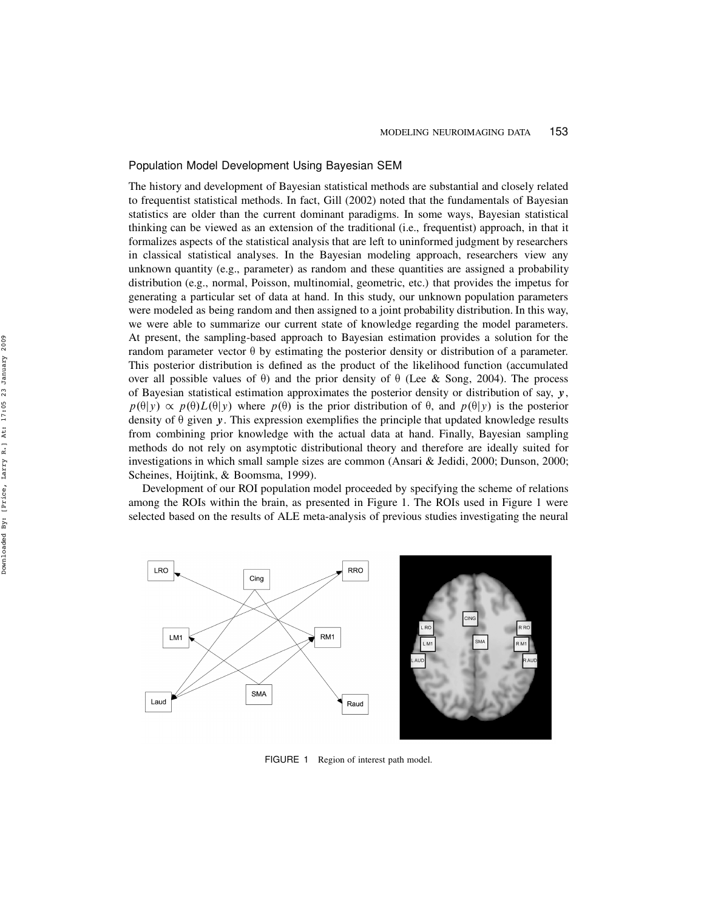## Population Model Development Using Bayesian SEM

The history and development of Bayesian statistical methods are substantial and closely related to frequentist statistical methods. In fact, Gill (2002) noted that the fundamentals of Bayesian statistics are older than the current dominant paradigms. In some ways, Bayesian statistical thinking can be viewed as an extension of the traditional (i.e., frequentist) approach, in that it formalizes aspects of the statistical analysis that are left to uninformed judgment by researchers in classical statistical analyses. In the Bayesian modeling approach, researchers view any unknown quantity (e.g., parameter) as random and these quantities are assigned a probability distribution (e.g., normal, Poisson, multinomial, geometric, etc.) that provides the impetus for generating a particular set of data at hand. In this study, our unknown population parameters were modeled as being random and then assigned to a joint probability distribution. In this way, we were able to summarize our current state of knowledge regarding the model parameters. At present, the sampling-based approach to Bayesian estimation provides a solution for the random parameter vector $\theta$ by estimating the posterior density or distribution of a parameter. This posterior distribution is defined as the product of the likelihood function (accumulated over all possible values of $\theta$) and the prior density of $\theta$ (Lee & Song, 2004). The process of Bayesian statistical estimation approximates the posterior density or distribution of say, $\boldsymbol{y}$, $p(\theta|y) \propto p(\theta)L(\theta|y)$ where $p(\theta)$ is the prior distribution of $\theta$, and $p(\theta|y)$ is the posterior density of $\theta$ given $\boldsymbol{y}$. This expression exemplifies the principle that updated knowledge results from combining prior knowledge with the actual data at hand. Finally, Bayesian sampling methods do not rely on asymptotic distributional theory and therefore are ideally suited for investigations in which small sample sizes are common (Ansari & Jedidi, 2000; Dunson, 2000; Scheines, Hoijtink, & Boomsma, 1999).

Development of our ROI population model proceeded by specifying the scheme of relations among the ROIs within the brain, as presented in Figure 1. The ROIs used in Figure 1 were selected based on the results of ALE meta-analysis of previous studies investigating the neural

FIGURE 1 Region of interest path model.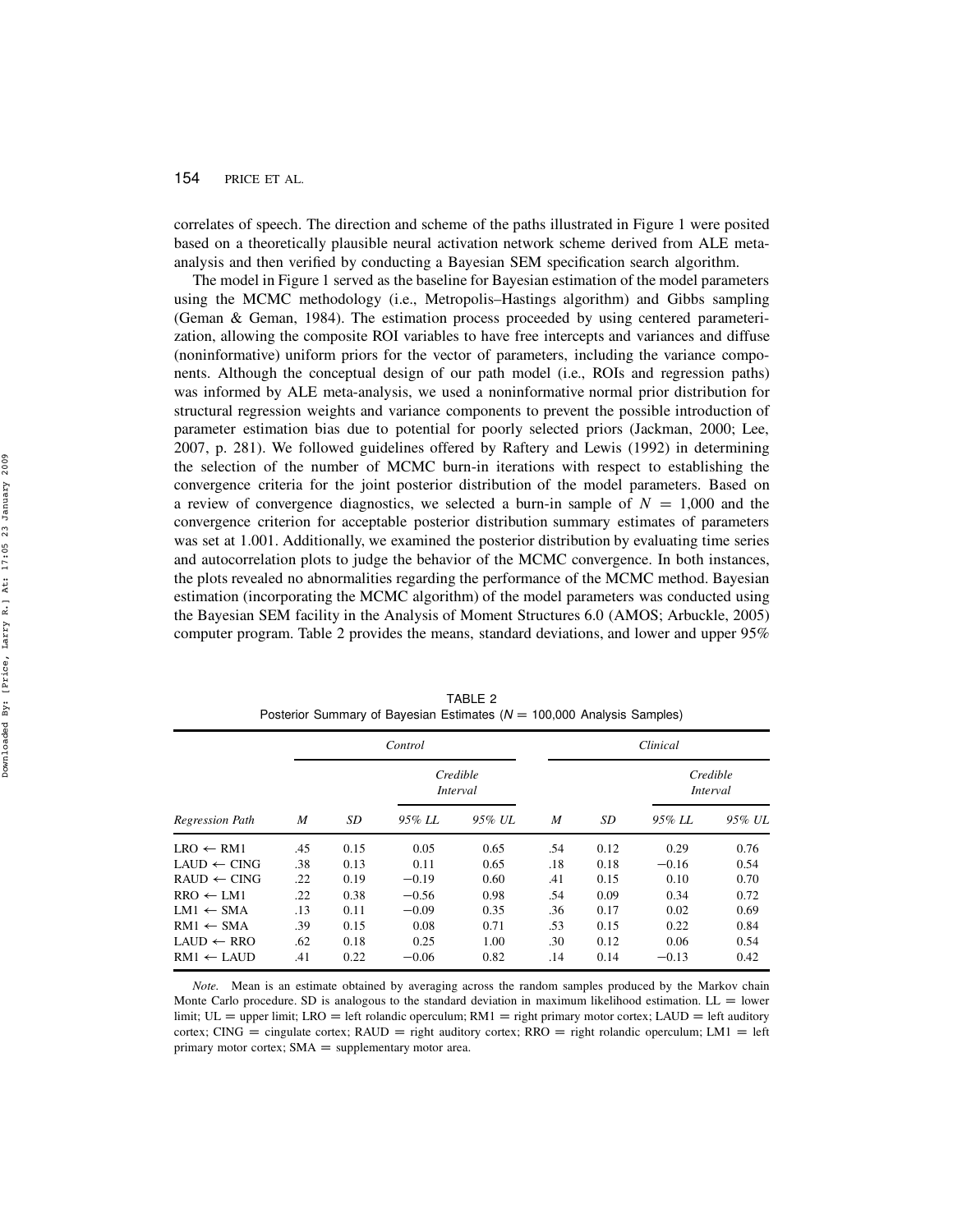correlates of speech. The direction and scheme of the paths illustrated in Figure 1 were posited based on a theoretically plausible neural activation network scheme derived from ALE meta-analysis and then verified by conducting a Bayesian SEM specification search algorithm.

The model in Figure 1 served as the baseline for Bayesian estimation of the model parameters using the MCMC methodology (i.e., Metropolis–Hastings algorithm) and Gibbs sampling (Geman & Geman, 1984). The estimation process proceeded by using centered parameterization, allowing the composite ROI variables to have free intercepts and variances and diffuse (noninformative) uniform priors for the vector of parameters, including the variance components. Although the conceptual design of our path model (i.e., ROIs and regression paths) was informed by ALE meta-analysis, we used a noninformative normal prior distribution for structural regression weights and variance components to prevent the possible introduction of parameter estimation bias due to potential for poorly selected priors (Jackman, 2000; Lee, 2007, p. 281). We followed guidelines offered by Raftery and Lewis (1992) in determining the selection of the number of MCMC burn-in iterations with respect to establishing the convergence criteria for the joint posterior distribution of the model parameters. Based on a review of convergence diagnostics, we selected a burn-in sample of $N = 1{,}000$ and the convergence criterion for acceptable posterior distribution summary estimates of parameters was set at 1.001. Additionally, we examined the posterior distribution by evaluating time series and autocorrelation plots to judge the behavior of the MCMC convergence. In both instances, the plots revealed no abnormalities regarding the performance of the MCMC method. Bayesian estimation (incorporating the MCMC algorithm) of the model parameters was conducted using the Bayesian SEM facility in the Analysis of Moment Structures 6.0 (AMOS; Arbuckle, 2005) computer program. Table 2 provides the means, standard deviations, and lower and upper 95%

TABLE 2
Posterior Summary of Bayesian Estimates ($N = 100{,}000$ Analysis Samples)

| | *Control* | | | | *Clinical* | | | |
|---|---|---|---|---|---|---|---|---|
| | | | *Credible Interval* | | | | *Credible Interval* | |
| *Regression Path* | *M* | *SD* | *95% LL* | *95% UL* | *M* | *SD* | *95% LL* | *95% UL* |
| LRO ← RM1 | .45 | 0.15 | 0.05 | 0.65 | .54 | 0.12 | 0.29 | 0.76 |
| LAUD ← CING | .38 | 0.13 | 0.11 | 0.65 | .18 | 0.18 | −0.16 | 0.54 |
| RAUD ← CING | .22 | 0.19 | −0.19 | 0.60 | .41 | 0.15 | 0.10 | 0.70 |
| RRO ← LM1 | .22 | 0.38 | −0.56 | 0.98 | .54 | 0.09 | 0.34 | 0.72 |
| LM1 ← SMA | .13 | 0.11 | −0.09 | 0.35 | .36 | 0.17 | 0.02 | 0.69 |
| RM1 ← SMA | .39 | 0.15 | 0.08 | 0.71 | .53 | 0.15 | 0.22 | 0.84 |
| LAUD ← RRO | .62 | 0.18 | 0.25 | 1.00 | .30 | 0.12 | 0.06 | 0.54 |
| RM1 ← LAUD | .41 | 0.22 | −0.06 | 0.82 | .14 | 0.14 | −0.13 | 0.42 |

*Note.* Mean is an estimate obtained by averaging across the random samples produced by the Markov chain Monte Carlo procedure. SD is analogous to the standard deviation in maximum likelihood estimation. LL = lower limit; UL = upper limit; LRO = left rolandic operculum; RM1 = right primary motor cortex; LAUD = left auditory cortex; CING = cingulate cortex; RAUD = right auditory cortex; RRO = right rolandic operculum; LM1 = left primary motor cortex; SMA = supplementary motor area.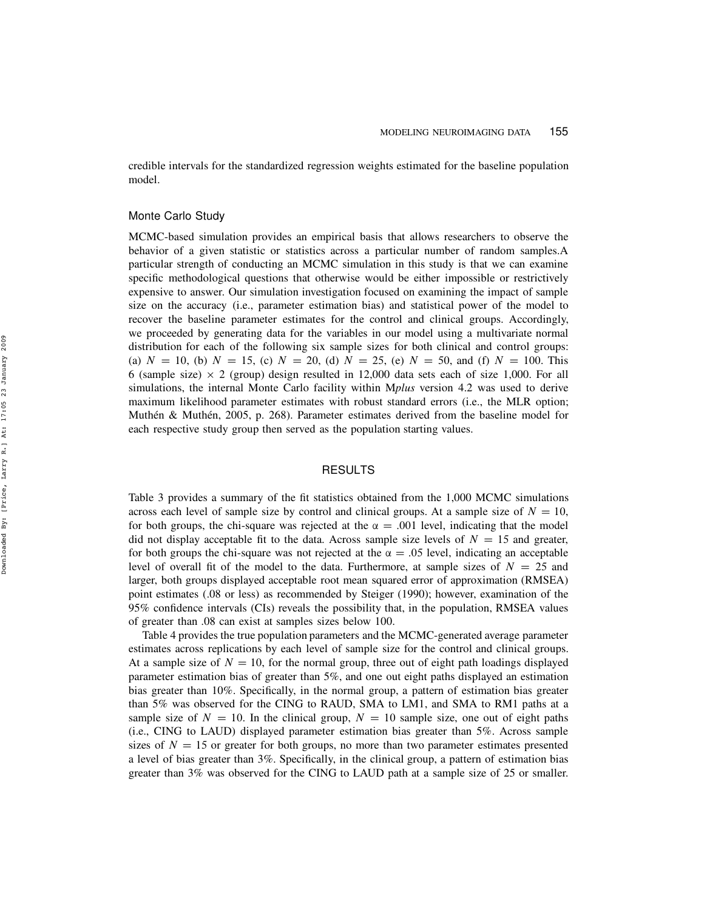credible intervals for the standardized regression weights estimated for the baseline population model.

### Monte Carlo Study

MCMC-based simulation provides an empirical basis that allows researchers to observe the behavior of a given statistic or statistics across a particular number of random samples.A particular strength of conducting an MCMC simulation in this study is that we can examine specific methodological questions that otherwise would be either impossible or restrictively expensive to answer. Our simulation investigation focused on examining the impact of sample size on the accuracy (i.e., parameter estimation bias) and statistical power of the model to recover the baseline parameter estimates for the control and clinical groups. Accordingly, we proceeded by generating data for the variables in our model using a multivariate normal distribution for each of the following six sample sizes for both clinical and control groups: (a) $N = 10$, (b) $N = 15$, (c) $N = 20$, (d) $N = 25$, (e) $N = 50$, and (f) $N = 100$. This 6 (sample size) $\times$ 2 (group) design resulted in 12,000 data sets each of size 1,000. For all simulations, the internal Monte Carlo facility within M*plus* version 4.2 was used to derive maximum likelihood parameter estimates with robust standard errors (i.e., the MLR option; Muthén & Muthén, 2005, p. 268). Parameter estimates derived from the baseline model for each respective study group then served as the population starting values.

## RESULTS

Table 3 provides a summary of the fit statistics obtained from the 1,000 MCMC simulations across each level of sample size by control and clinical groups. At a sample size of $N = 10$, for both groups, the chi-square was rejected at the $\alpha = .001$ level, indicating that the model did not display acceptable fit to the data. Across sample size levels of $N = 15$ and greater, for both groups the chi-square was not rejected at the $\alpha = .05$ level, indicating an acceptable level of overall fit of the model to the data. Furthermore, at sample sizes of $N = 25$ and larger, both groups displayed acceptable root mean squared error of approximation (RMSEA) point estimates (.08 or less) as recommended by Steiger (1990); however, examination of the 95% confidence intervals (CIs) reveals the possibility that, in the population, RMSEA values of greater than .08 can exist at samples sizes below 100.

Table 4 provides the true population parameters and the MCMC-generated average parameter estimates across replications by each level of sample size for the control and clinical groups. At a sample size of $N = 10$, for the normal group, three out of eight path loadings displayed parameter estimation bias of greater than 5%, and one out eight paths displayed an estimation bias greater than 10%. Specifically, in the normal group, a pattern of estimation bias greater than 5% was observed for the CING to RAUD, SMA to LM1, and SMA to RM1 paths at a sample size of $N = 10$. In the clinical group, $N = 10$ sample size, one out of eight paths (i.e., CING to LAUD) displayed parameter estimation bias greater than 5%. Across sample sizes of $N = 15$ or greater for both groups, no more than two parameter estimates presented a level of bias greater than 3%. Specifically, in the clinical group, a pattern of estimation bias greater than 3% was observed for the CING to LAUD path at a sample size of 25 or smaller.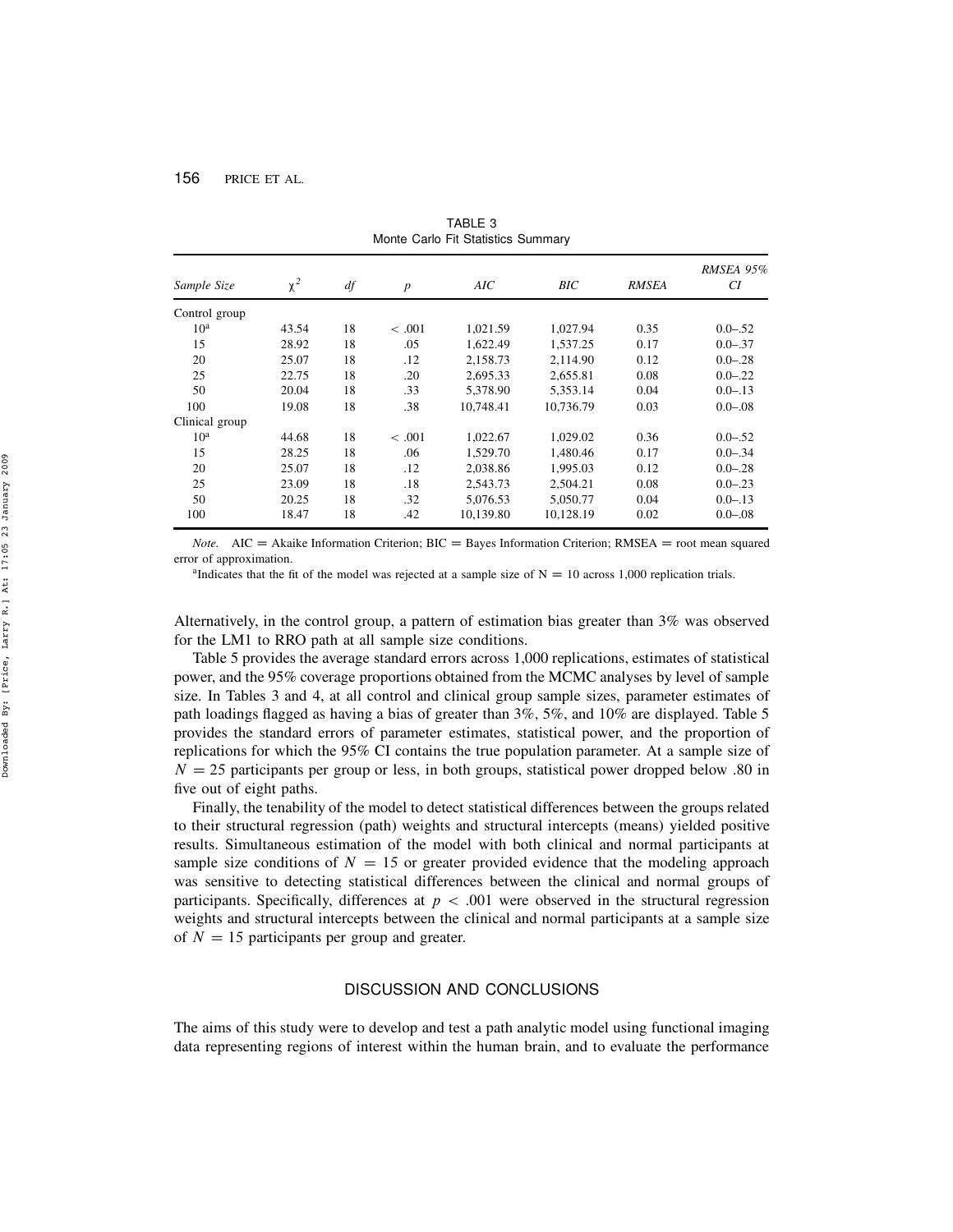TABLE 3
Monte Carlo Fit Statistics Summary

| *Sample Size* | $\chi^2$ | *df* | *p* | *AIC* | *BIC* | *RMSEA* | *RMSEA 95% CI* |
|---|---|---|---|---|---|---|---|
| Control group | | | | | | | |
| 10[a] | 43.54 | 18 | < .001 | 1,021.59 | 1,027.94 | 0.35 | 0.0–.52 |
| 15 | 28.92 | 18 | .05 | 1,622.49 | 1,537.25 | 0.17 | 0.0–.37 |
| 20 | 25.07 | 18 | .12 | 2,158.73 | 2,114.90 | 0.12 | 0.0–.28 |
| 25 | 22.75 | 18 | .20 | 2,695.33 | 2,655.81 | 0.08 | 0.0–.22 |
| 50 | 20.04 | 18 | .33 | 5,378.90 | 5,353.14 | 0.04 | 0.0–.13 |
| 100 | 19.08 | 18 | .38 | 10,748.41 | 10,736.79 | 0.03 | 0.0–.08 |
| Clinical group | | | | | | | |
| 10[a] | 44.68 | 18 | < .001 | 1,022.67 | 1,029.02 | 0.36 | 0.0–.52 |
| 15 | 28.25 | 18 | .06 | 1,529.70 | 1,480.46 | 0.17 | 0.0–.34 |
| 20 | 25.07 | 18 | .12 | 2,038.86 | 1,995.03 | 0.12 | 0.0–.28 |
| 25 | 23.09 | 18 | .18 | 2,543.73 | 2,504.21 | 0.08 | 0.0–.23 |
| 50 | 20.25 | 18 | .32 | 5,076.53 | 5,050.77 | 0.04 | 0.0–.13 |
| 100 | 18.47 | 18 | .42 | 10,139.80 | 10,128.19 | 0.02 | 0.0–.08 |

*Note.* AIC = Akaike Information Criterion; BIC = Bayes Information Criterion; RMSEA = root mean squared error of approximation.

[a]Indicates that the fit of the model was rejected at a sample size of N = 10 across 1,000 replication trials.

Alternatively, in the control group, a pattern of estimation bias greater than 3% was observed for the LM1 to RRO path at all sample size conditions.

Table 5 provides the average standard errors across 1,000 replications, estimates of statistical power, and the 95% coverage proportions obtained from the MCMC analyses by level of sample size. In Tables 3 and 4, at all control and clinical group sample sizes, parameter estimates of path loadings flagged as having a bias of greater than 3%, 5%, and 10% are displayed. Table 5 provides the standard errors of parameter estimates, statistical power, and the proportion of replications for which the 95% CI contains the true population parameter. At a sample size of $N = 25$ participants per group or less, in both groups, statistical power dropped below .80 in five out of eight paths.

Finally, the tenability of the model to detect statistical differences between the groups related to their structural regression (path) weights and structural intercepts (means) yielded positive results. Simultaneous estimation of the model with both clinical and normal participants at sample size conditions of $N = 15$ or greater provided evidence that the modeling approach was sensitive to detecting statistical differences between the clinical and normal groups of participants. Specifically, differences at $p < .001$ were observed in the structural regression weights and structural intercepts between the clinical and normal participants at a sample size of $N = 15$ participants per group and greater.

## DISCUSSION AND CONCLUSIONS

The aims of this study were to develop and test a path analytic model using functional imaging data representing regions of interest within the human brain, and to evaluate the performance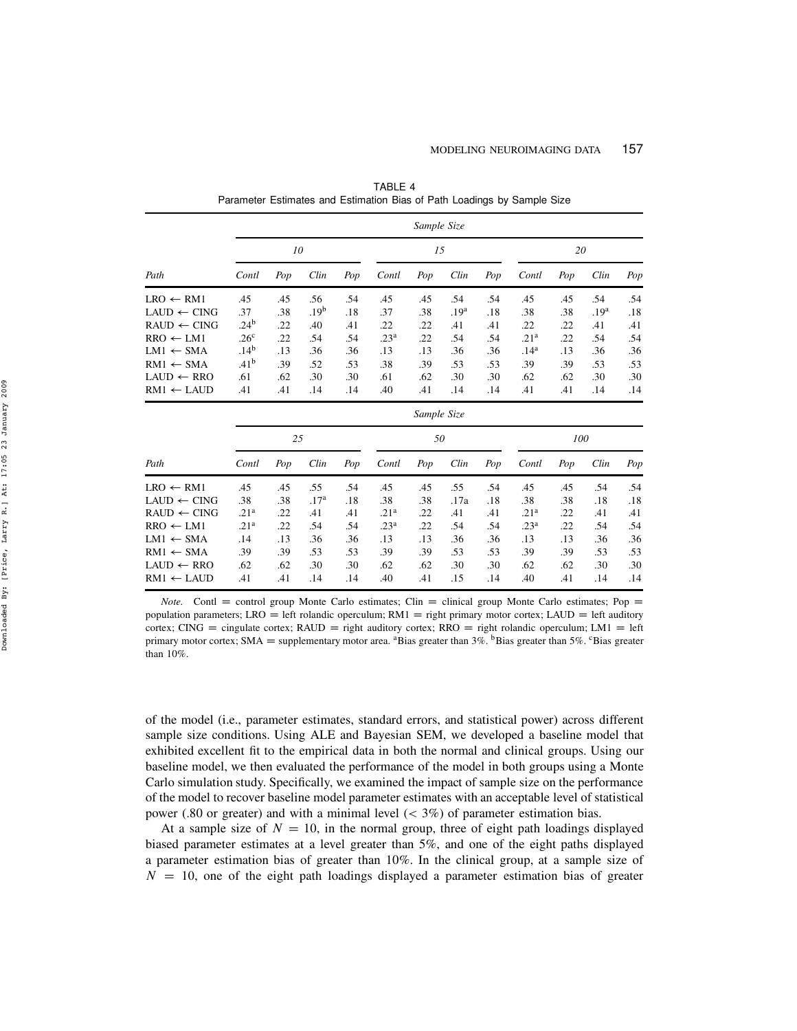TABLE 4
Parameter Estimates and Estimation Bias of Path Loadings by Sample Size

| | Sample Size | | | | | | | | | | | |
|---|---|---|---|---|---|---|---|---|---|---|---|---|
| | 10 | | | | 15 | | | | 20 | | | |
| Path | Contl | Pop | Clin | Pop | Contl | Pop | Clin | Pop | Contl | Pop | Clin | Pop |
| LRO ← RM1 | .45 | .45 | .56 | .54 | .45 | .45 | .54 | .54 | .45 | .45 | .54 | .54 |
| LAUD ← CING | .37 | .38 | .19[b] | .18 | .37 | .38 | .19[a] | .18 | .38 | .38 | .19[a] | .18 |
| RAUD ← CING | .24[b] | .22 | .40 | .41 | .22 | .22 | .41 | .41 | .22 | .22 | .41 | .41 |
| RRO ← LM1 | .26[c] | .22 | .54 | .54 | .23[a] | .22 | .54 | .54 | .21[a] | .22 | .54 | .54 |
| LM1 ← SMA | .14[b] | .13 | .36 | .36 | .13 | .13 | .36 | .36 | .14[a] | .13 | .36 | .36 |
| RM1 ← SMA | .41[b] | .39 | .52 | .53 | .38 | .39 | .53 | .53 | .39 | .39 | .53 | .53 |
| LAUD ← RRO | .61 | .62 | .30 | .30 | .61 | .62 | .30 | .30 | .62 | .62 | .30 | .30 |
| RM1 ← LAUD | .41 | .41 | .14 | .14 | .40 | .41 | .14 | .14 | .41 | .41 | .14 | .14 |
| | Sample Size | | | | | | | | | | | |
| | 25 | | | | 50 | | | | 100 | | | |
| Path | Contl | Pop | Clin | Pop | Contl | Pop | Clin | Pop | Contl | Pop | Clin | Pop |
| LRO ← RM1 | .45 | .45 | .55 | .54 | .45 | .45 | .55 | .54 | .45 | .45 | .54 | .54 |
| LAUD ← CING | .38 | .38 | .17[a] | .18 | .38 | .38 | .17a | .18 | .38 | .38 | .18 | .18 |
| RAUD ← CING | .21[a] | .22 | .41 | .41 | .21[a] | .22 | .41 | .41 | .21[a] | .22 | .41 | .41 |
| RRO ← LM1 | .21[a] | .22 | .54 | .54 | .23[a] | .22 | .54 | .54 | .23[a] | .22 | .54 | .54 |
| LM1 ← SMA | .14 | .13 | .36 | .36 | .13 | .13 | .36 | .36 | .13 | .13 | .36 | .36 |
| RM1 ← SMA | .39 | .39 | .53 | .53 | .39 | .39 | .53 | .53 | .39 | .39 | .53 | .53 |
| LAUD ← RRO | .62 | .62 | .30 | .30 | .62 | .62 | .30 | .30 | .62 | .62 | .30 | .30 |
| RM1 ← LAUD | .41 | .41 | .14 | .14 | .40 | .41 | .15 | .14 | .40 | .41 | .14 | .14 |

*Note.* Contl = control group Monte Carlo estimates; Clin = clinical group Monte Carlo estimates; Pop = population parameters; LRO = left rolandic operculum; RM1 = right primary motor cortex; LAUD = left auditory cortex; CING = cingulate cortex; RAUD = right auditory cortex; RRO = right rolandic operculum; LM1 = left primary motor cortex; SMA = supplementary motor area. [a]Bias greater than 3%. [b]Bias greater than 5%. [c]Bias greater than 10%.

of the model (i.e., parameter estimates, standard errors, and statistical power) across different sample size conditions. Using ALE and Bayesian SEM, we developed a baseline model that exhibited excellent fit to the empirical data in both the normal and clinical groups. Using our baseline model, we then evaluated the performance of the model in both groups using a Monte Carlo simulation study. Specifically, we examined the impact of sample size on the performance of the model to recover baseline model parameter estimates with an acceptable level of statistical power (.80 or greater) and with a minimal level ($< 3\%$) of parameter estimation bias.

At a sample size of $N = 10$, in the normal group, three of eight path loadings displayed biased parameter estimates at a level greater than 5%, and one of the eight paths displayed a parameter estimation bias of greater than 10%. In the clinical group, at a sample size of $N = 10$, one of the eight path loadings displayed a parameter estimation bias of greater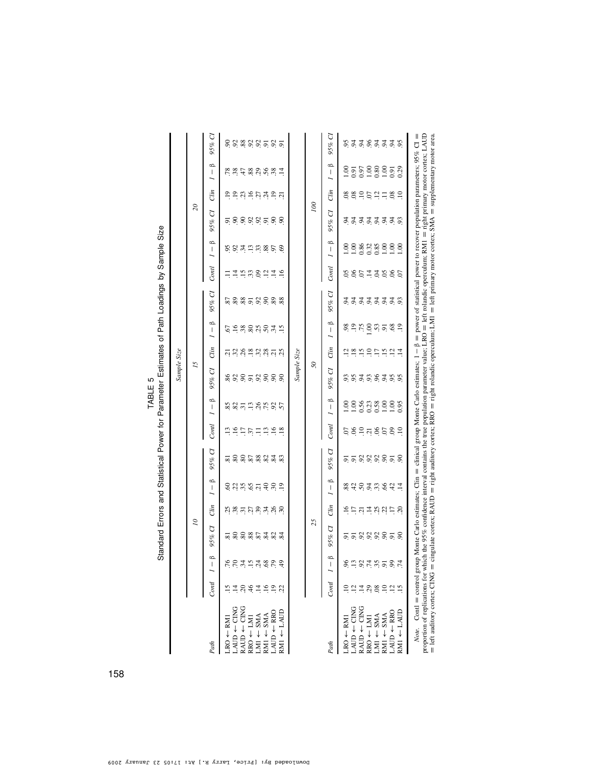TABLE 5

Standard Errors and Statistical Power for Parameter Estimates of Path Loadings by Sample Size

| | Sample Size | | | | | | | | | | | |
|---|---|---|---|---|---|---|---|---|---|---|---|---|
| | 10 | | | | 15 | | | | 20 | | | |
| Path | Contl | $1-\beta$ | 95% CI | Clin | $1-\beta$ | 95% CI | Contl | $1-\beta$ | 95% CI | Clin | $1-\beta$ | 95% CI |
| LRO ← RM1 | .15 | .76 | .81 | .25 | .60 | .81 | .13 | .85 | .86 | .21 | .67 | .87 |
| LAUD ← CING | .14 | .70 | .80 | .38 | .22 | .80 | .16 | .82 | .92 | .32 | .16 | .89 |
| RAUD ← CING | .20 | .34 | .80 | .31 | .35 | .80 | .17 | .31 | .90 | .26 | .38 | .88 |
| RRO ← LM1 | .46 | .15 | .88 | .27 | .65 | .87 | .37 | .13 | .91 | .18 | .80 | .91 |
| LM1 ← SMA | .14 | .24 | .87 | .39 | .21 | .88 | .11 | .26 | .92 | .32 | .25 | .92 |
| RM1 ← SMA | .16 | .68 | .84 | .34 | .40 | .82 | .13 | .75 | .90 | .28 | .50 | .90 |
| LAUD ← RRO | .19 | .79 | .82 | .26 | .30 | .84 | .16 | .92 | .90 | .21 | .34 | .89 |
| RM1 ← LAUD | .22 | .49 | .84 | .30 | .19 | .83 | .18 | .57 | .90 | .25 | .15 | .88 |

| | Sample Size (continued) | | | | | |
|---|---|---|---|---|---|---|
| | 20 | | | | | |
| Path | Contl | $1-\beta$ | 95% CI | Clin | $1-\beta$ | 95% CI |
| LRO ← RM1 | .11 | .95 | .91 | .19 | .78 | .90 |
| LAUD ← CING | .14 | .92 | .90 | .19 | .38 | .92 |
| RAUD ← CING | .15 | .34 | .90 | .23 | .47 | .88 |
| RRO ← LM1 | .33 | .13 | .92 | .16 | .88 | .92 |
| LM1 ← SMA | .09 | .33 | .92 | .27 | .29 | .92 |
| RM1 ← SMA | .12 | .88 | .91 | .24 | .56 | .91 |
| LAUD ← RRO | .14 | .97 | .90 | .19 | .38 | .92 |
| RM1 ← LAUD | .16 | .69 | .90 | .21 | .14 | .91 |

| | Sample Size | | | | | | | | | | | | | | | | | |
|---|---|---|---|---|---|---|---|---|---|---|---|---|---|---|---|---|---|---|
| | 25 | | | | | | 50 | | | | | | 100 | | | | | |
| Path | Contl | $1-\beta$ | 95% CI | Clin | $1-\beta$ | 95% CI | Contl | $1-\beta$ | 95% CI | Clin | $1-\beta$ | 95% CI | Contl | $1-\beta$ | 95% CI | Clin | $1-\beta$ | 95% CI |
| LRO ← RM1 | .10 | .96 | .91 | .16 | .88 | .91 | .07 | 1.00 | .93 | .12 | .98 | .94 | .05 | 1.00 | .94 | .08 | 1.00 | .95 |
| LAUD ← CING | .12 | .13 | .91 | .17 | .42 | .91 | .06 | 1.00 | .95 | .18 | .19 | .94 | .06 | 1.00 | .94 | .08 | 0.91 | .94 |
| RAUD ← CING | .14 | .92 | .92 | .21 | .50 | .92 | .10 | 0.56 | .94 | .15 | .75 | .94 | .07 | 0.86 | .94 | .10 | 0.97 | .94 |
| RRO ← LM1 | .29 | .74 | .92 | .14 | .94 | .92 | .21 | 0.23 | .93 | .10 | 1.00 | .94 | .14 | 0.32 | .94 | .07 | 1.00 | .96 |
| LM1 ← SMA | .08 | .35 | .92 | .25 | .33 | .92 | .06 | 0.58 | .96 | .17 | .53 | .94 | .04 | 0.85 | .94 | .12 | 0.80 | .94 |
| RM1 ← SMA | .10 | .91 | .90 | .22 | .66 | .90 | .07 | 1.00 | .94 | .15 | .91 | .94 | .05 | 1.00 | .94 | .11 | 1.00 | .94 |
| LAUD ← RRO | .12 | .99 | .91 | .17 | .42 | .91 | .09 | 1.00 | .95 | .12 | .68 | .94 | .06 | 1.00 | .94 | .08 | 0.91 | .94 |
| RM1 ← LAUD | .15 | .74 | .90 | .20 | .14 | .90 | .10 | 0.95 | .95 | .14 | .19 | .93 | .07 | 1.00 | .93 | .10 | 0.29 | .95 |

*Note.* Contl = control group Monte Carlo estimates; Clin = clinical group Monte Carlo estimates; $1-\beta$ = power of statistical power to recover population parameters; 95% CI = proportion of replications for which the 95% confidence interval contains the true population parameter value; LRO = left rolandic operculum; RM1 = right primary motor cortex; LAUD = left auditory cortex; CING = cingulate cortex; RAUD = right auditory cortex; RRO = right rolandic operculum; LM1 = left primary motor cortex; SMA = supplementary motor area.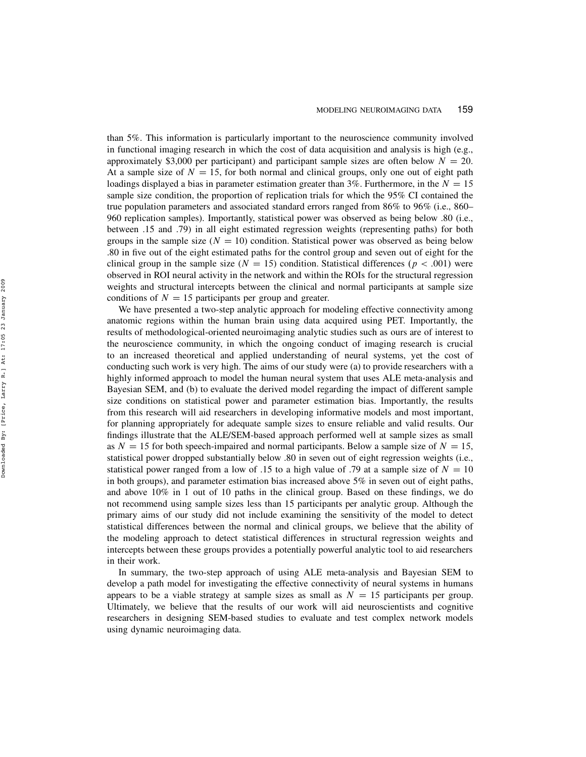than 5%. This information is particularly important to the neuroscience community involved in functional imaging research in which the cost of data acquisition and analysis is high (e.g., approximately $3,000 per participant) and participant sample sizes are often below $N = 20$. At a sample size of $N = 15$, for both normal and clinical groups, only one out of eight path loadings displayed a bias in parameter estimation greater than 3%. Furthermore, in the $N = 15$ sample size condition, the proportion of replication trials for which the 95% CI contained the true population parameters and associated standard errors ranged from 86% to 96% (i.e., 860–960 replication samples). Importantly, statistical power was observed as being below .80 (i.e., between .15 and .79) in all eight estimated regression weights (representing paths) for both groups in the sample size ($N = 10$) condition. Statistical power was observed as being below .80 in five out of the eight estimated paths for the control group and seven out of eight for the clinical group in the sample size ($N = 15$) condition. Statistical differences ($p < .001$) were observed in ROI neural activity in the network and within the ROIs for the structural regression weights and structural intercepts between the clinical and normal participants at sample size conditions of $N = 15$ participants per group and greater.

We have presented a two-step analytic approach for modeling effective connectivity among anatomic regions within the human brain using data acquired using PET. Importantly, the results of methodological-oriented neuroimaging analytic studies such as ours are of interest to the neuroscience community, in which the ongoing conduct of imaging research is crucial to an increased theoretical and applied understanding of neural systems, yet the cost of conducting such work is very high. The aims of our study were (a) to provide researchers with a highly informed approach to model the human neural system that uses ALE meta-analysis and Bayesian SEM, and (b) to evaluate the derived model regarding the impact of different sample size conditions on statistical power and parameter estimation bias. Importantly, the results from this research will aid researchers in developing informative models and most important, for planning appropriately for adequate sample sizes to ensure reliable and valid results. Our findings illustrate that the ALE/SEM-based approach performed well at sample sizes as small as $N = 15$ for both speech-impaired and normal participants. Below a sample size of $N = 15$, statistical power dropped substantially below .80 in seven out of eight regression weights (i.e., statistical power ranged from a low of .15 to a high value of .79 at a sample size of $N = 10$ in both groups), and parameter estimation bias increased above 5% in seven out of eight paths, and above 10% in 1 out of 10 paths in the clinical group. Based on these findings, we do not recommend using sample sizes less than 15 participants per analytic group. Although the primary aims of our study did not include examining the sensitivity of the model to detect statistical differences between the normal and clinical groups, we believe that the ability of the modeling approach to detect statistical differences in structural regression weights and intercepts between these groups provides a potentially powerful analytic tool to aid researchers in their work.

In summary, the two-step approach of using ALE meta-analysis and Bayesian SEM to develop a path model for investigating the effective connectivity of neural systems in humans appears to be a viable strategy at sample sizes as small as $N = 15$ participants per group. Ultimately, we believe that the results of our work will aid neuroscientists and cognitive researchers in designing SEM-based studies to evaluate and test complex network models using dynamic neuroimaging data.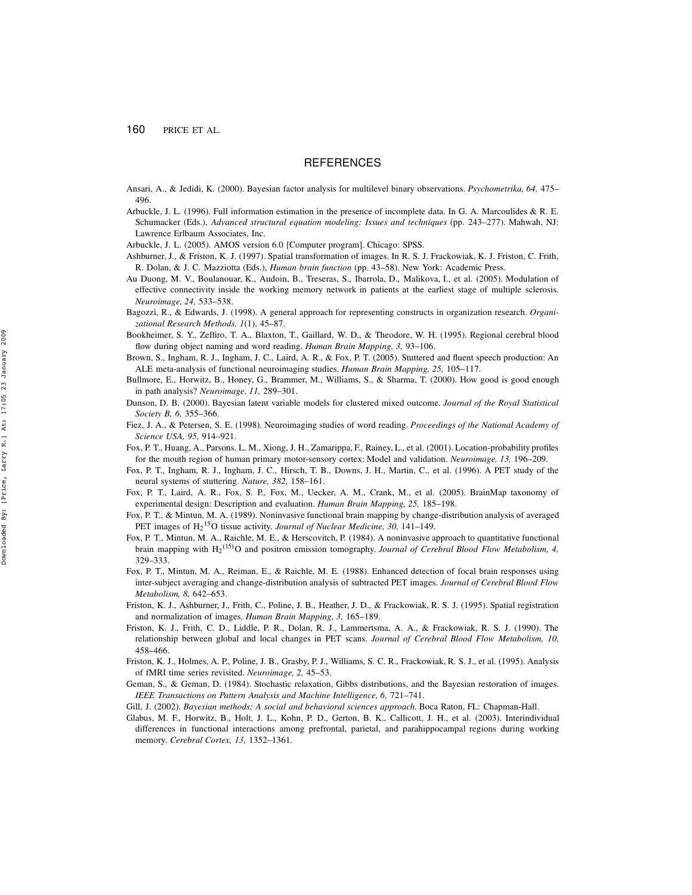## REFERENCES

Ansari, A., & Jedidi, K. (2000). Bayesian factor analysis for multilevel binary observations. *Psychometrika, 64,* 475–496.

Arbuckle, J. L. (1996). Full information estimation in the presence of incomplete data. In G. A. Marcoulides & R. E. Schumacker (Eds.), *Advanced structural equation modeling: Issues and techniques* (pp. 243–277). Mahwah, NJ: Lawrence Erlbaum Associates, Inc.

Arbuckle, J. L. (2005). AMOS version 6.0 [Computer program]. Chicago: SPSS.

Ashburner, J., & Friston, K. J. (1997). Spatial transformation of images. In R. S. J. Frackowiak, K. J. Friston, C. Frith, R. Dolan, & J. C. Mazziotta (Eds.), *Human brain function* (pp. 43–58). New York: Academic Press.

Au Duong, M. V., Boulanouar, K., Audoin, B., Treseras, S., Ibarrola, D., Malikova, I., et al. (2005). Modulation of effective connectivity inside the working memory network in patients at the earliest stage of multiple sclerosis. *Neuroimage, 24,* 533–538.

Bagozzi, R., & Edwards, J. (1998). A general approach for representing constructs in organization research. *Organizational Research Methods, 1*(1), 45–87.

Bookheimer, S. Y., Zeffiro, T. A., Blaxton, T., Gaillard, W. D., & Theodore, W. H. (1995). Regional cerebral blood flow during object naming and word reading. *Human Brain Mapping, 3,* 93–106.

Brown, S., Ingham, R. J., Ingham, J. C., Laird, A. R., & Fox, P. T. (2005). Stuttered and fluent speech production: An ALE meta-analysis of functional neuroimaging studies. *Human Brain Mapping, 25,* 105–117.

Bullmore, E., Horwitz, B., Honey, G., Brammer, M., Williams, S., & Sharma, T. (2000). How good is good enough in path analysis? *Neuroimage, 11,* 289–301.

Dunson, D. B. (2000). Bayesian latent variable models for clustered mixed outcome. *Journal of the Royal Statistical Society B, 6,* 355–366.

Fiez, J. A., & Petersen, S. E. (1998). Neuroimaging studies of word reading. *Proceedings of the National Academy of Science USA, 95,* 914–921.

Fox, P. T., Huang, A., Parsons, L. M., Xiong, J. H., Zamarippa, F., Rainey, L., et al. (2001). Location-probability profiles for the mouth region of human primary motor-sensory cortex: Model and validation. *Neuroimage, 13,* 196–209.

Fox, P. T., Ingham, R. J., Ingham, J. C., Hirsch, T. B., Downs, J. H., Martin, C., et al. (1996). A PET study of the neural systems of stuttering. *Nature, 382,* 158–161.

Fox, P. T., Laird, A. R., Fox, S. P., Fox, M., Uecker, A. M., Crank, M., et al. (2005). BrainMap taxonomy of experimental design: Description and evaluation. *Human Brain Mapping, 25,* 185–198.

Fox, P. T., & Mintun, M. A. (1989). Noninvasive functional brain mapping by change-distribution analysis of averaged PET images of $H_2{}^{15}O$ tissue activity. *Journal of Nuclear Medicine, 30,* 141–149.

Fox, P. T., Mintun, M. A., Raichle, M. E., & Herscovitch, P. (1984). A noninvasive approach to quantitative functional brain mapping with $H_2{}^{(15)}O$ and positron emission tomography. *Journal of Cerebral Blood Flow Metabolism, 4,* 329–333.

Fox, P. T., Mintun, M. A., Reiman, E., & Raichle, M. E. (1988). Enhanced detection of focal brain responses using inter-subject averaging and change-distribution analysis of subtracted PET images. *Journal of Cerebral Blood Flow Metabolism, 8,* 642–653.

Friston, K. J., Ashburner, J., Frith, C., Poline, J. B., Heather, J. D., & Frackowiak, R. S. J. (1995). Spatial registration and normalization of images. *Human Brain Mapping, 3,* 165–189.

Friston, K. J., Frith, C. D., Liddle, P. R., Dolan, R. J., Lammertsma, A. A., & Frackowiak, R. S. J. (1990). The relationship between global and local changes in PET scans. *Journal of Cerebral Blood Flow Metabolism, 10,* 458–466.

Friston, K. J., Holmes, A. P., Poline, J. B., Grasby, P. J., Williams, S. C. R., Frackowiak, R. S. J., et al. (1995). Analysis of fMRI time series revisited. *Neuroimage, 2,* 45–53.

Geman, S., & Geman, D. (1984). Stochastic relaxation, Gibbs distributions, and the Bayesian restoration of images. *IEEE Transactions on Pattern Analysis and Machine Intelligence, 6,* 721–741.

Gill, J. (2002). *Bayesian methods: A social and behavioral sciences approach.* Boca Raton, FL: Chapman-Hall.

Glabus, M. F., Horwitz, B., Holt, J. L., Kohn, P. D., Gerton, B. K., Callicott, J. H., et al. (2003). Interindividual differences in functional interactions among prefrontal, parietal, and parahippocampal regions during working memory. *Cerebral Cortex, 13,* 1352–1361.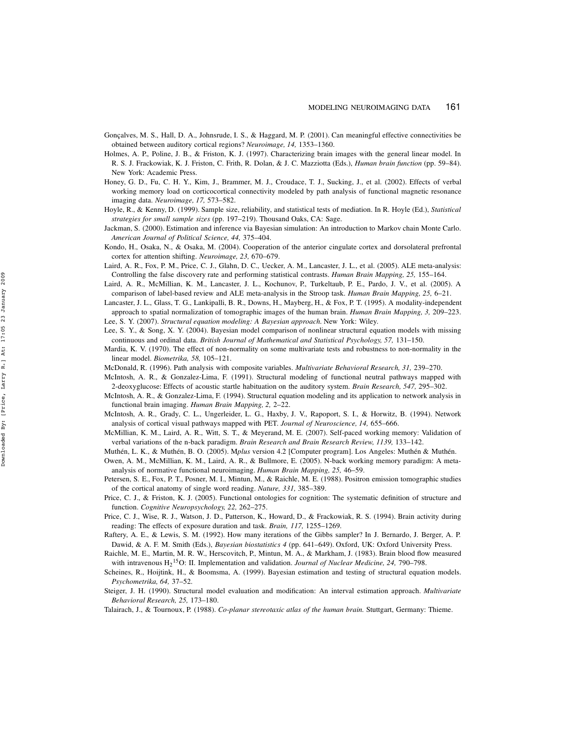Gonçalves, M. S., Hall, D. A., Johnsrude, I. S., & Haggard, M. P. (2001). Can meaningful effective connectivities be obtained between auditory cortical regions? *Neuroimage, 14,* 1353–1360.

Holmes, A. P., Poline, J. B., & Friston, K. J. (1997). Characterizing brain images with the general linear model. In R. S. J. Frackowiak, K. J. Friston, C. Frith, R. Dolan, & J. C. Mazziotta (Eds.), *Human brain function* (pp. 59–84). New York: Academic Press.

Honey, G. D., Fu, C. H. Y., Kim, J., Brammer, M. J., Croudace, T. J., Sucking, J., et al. (2002). Effects of verbal working memory load on corticocortical connectivity modeled by path analysis of functional magnetic resonance imaging data. *Neuroimage, 17,* 573–582.

Hoyle, R., & Kenny, D. (1999). Sample size, reliability, and statistical tests of mediation. In R. Hoyle (Ed.), *Statistical strategies for small sample sizes* (pp. 197–219). Thousand Oaks, CA: Sage.

Jackman, S. (2000). Estimation and inference via Bayesian simulation: An introduction to Markov chain Monte Carlo. *American Journal of Political Science, 44,* 375–404.

Kondo, H., Osaka, N., & Osaka, M. (2004). Cooperation of the anterior cingulate cortex and dorsolateral prefrontal cortex for attention shifting. *Neuroimage, 23,* 670–679.

Laird, A. R., Fox, P. M., Price, C. J., Glahn, D. C., Uecker, A. M., Lancaster, J. L., et al. (2005). ALE meta-analysis: Controlling the false discovery rate and performing statistical contrasts. *Human Brain Mapping, 25,* 155–164.

Laird, A. R., McMillian, K. M., Lancaster, J. L., Kochunov, P., Turkeltaub, P. E., Pardo, J. V., et al. (2005). A comparison of label-based review and ALE meta-analysis in the Stroop task. *Human Brain Mapping, 25,* 6–21.

Lancaster, J. L., Glass, T. G., Lankipalli, B. R., Downs, H., Mayberg, H., & Fox, P. T. (1995). A modality-independent approach to spatial normalization of tomographic images of the human brain. *Human Brain Mapping, 3,* 209–223.

Lee, S. Y. (2007). *Structural equation modeling: A Bayesian approach.* New York: Wiley.

Lee, S. Y., & Song, X. Y. (2004). Bayesian model comparison of nonlinear structural equation models with missing continuous and ordinal data. *British Journal of Mathematical and Statistical Psychology, 57,* 131–150.

Mardia, K. V. (1970). The effect of non-normality on some multivariate tests and robustness to non-normality in the linear model. *Biometrika, 58,* 105–121.

McDonald, R. (1996). Path analysis with composite variables. *Multivariate Behavioral Research, 31,* 239–270.

McIntosh, A. R., & Gonzalez-Lima, F. (1991). Structural modeling of functional neutral pathways mapped with 2-deoxyglucose: Effects of acoustic startle habituation on the auditory system. *Brain Research, 547,* 295–302.

McIntosh, A. R., & Gonzalez-Lima, F. (1994). Structural equation modeling and its application to network analysis in functional brain imaging. *Human Brain Mapping, 2,* 2–22.

McIntosh, A. R., Grady, C. L., Ungerleider, L. G., Haxby, J. V., Rapoport, S. I., & Horwitz, B. (1994). Network analysis of cortical visual pathways mapped with PET. *Journal of Neuroscience, 14,* 655–666.

McMillian, K. M., Laird, A. R., Witt, S. T., & Meyerand, M. E. (2007). Self-paced working memory: Validation of verbal variations of the n-back paradigm. *Brain Research and Brain Research Review, 1139,* 133–142.

Muthén, L. K., & Muthén, B. O. (2005). M*plus* version 4.2 [Computer program]. Los Angeles: Muthén & Muthén.

Owen, A. M., McMillian, K. M., Laird, A. R., & Bullmore, E. (2005). N-back working memory paradigm: A meta-analysis of normative functional neuroimaging. *Human Brain Mapping, 25,* 46–59.

Petersen, S. E., Fox, P. T., Posner, M. I., Mintun, M., & Raichle, M. E. (1988). Positron emission tomographic studies of the cortical anatomy of single word reading. *Nature, 331,* 385–389.

Price, C. J., & Friston, K. J. (2005). Functional ontologies for cognition: The systematic definition of structure and function. *Cognitive Neuropsychology, 22,* 262–275.

Price, C. J., Wise, R. J., Watson, J. D., Patterson, K., Howard, D., & Frackowiak, R. S. (1994). Brain activity during reading: The effects of exposure duration and task. *Brain, 117,* 1255–1269.

Raftery, A. E., & Lewis, S. M. (1992). How many iterations of the Gibbs sampler? In J. Bernardo, J. Berger, A. P. Dawid, & A. F. M. Smith (Eds.), *Bayesian biostatistics 4* (pp. 641–649). Oxford, UK: Oxford University Press.

Raichle, M. E., Martin, M. R. W., Herscovitch, P., Mintun, M. A., & Markham, J. (1983). Brain blood flow measured with intravenous $H_2{}^{15}O$: II. Implementation and validation. *Journal of Nuclear Medicine, 24,* 790–798.

Scheines, R., Hoijtink, H., & Boomsma, A. (1999). Bayesian estimation and testing of structural equation models. *Psychometrika, 64,* 37–52.

Steiger, J. H. (1990). Structural model evaluation and modification: An interval estimation approach. *Multivariate Behavioral Research, 25,* 173–180.

Talairach, J., & Tournoux, P. (1988). *Co-planar stereotaxic atlas of the human brain.* Stuttgart, Germany: Thieme.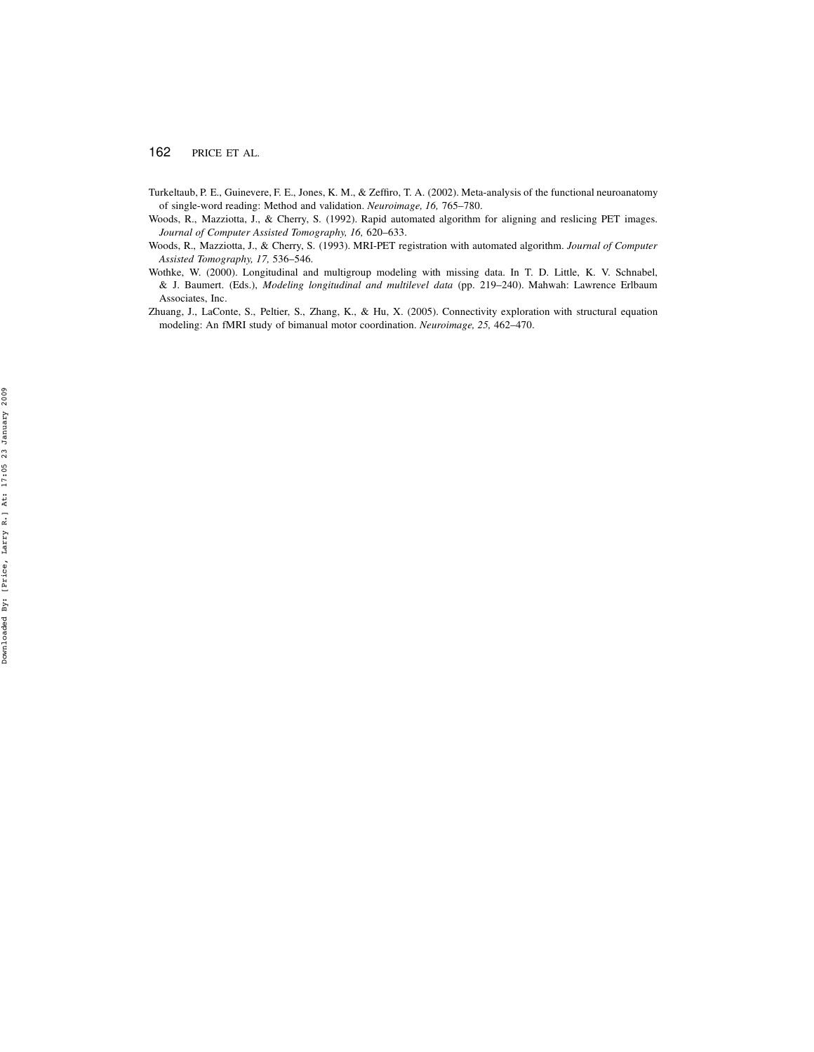Turkeltaub, P. E., Guinevere, F. E., Jones, K. M., & Zeffiro, T. A. (2002). Meta-analysis of the functional neuroanatomy of single-word reading: Method and validation. *Neuroimage, 16,* 765–780.

Woods, R., Mazziotta, J., & Cherry, S. (1992). Rapid automated algorithm for aligning and reslicing PET images. *Journal of Computer Assisted Tomography, 16,* 620–633.

Woods, R., Mazziotta, J., & Cherry, S. (1993). MRI-PET registration with automated algorithm. *Journal of Computer Assisted Tomography, 17,* 536–546.

Wothke, W. (2000). Longitudinal and multigroup modeling with missing data. In T. D. Little, K. V. Schnabel, & J. Baumert. (Eds.), *Modeling longitudinal and multilevel data* (pp. 219–240). Mahwah: Lawrence Erlbaum Associates, Inc.

Zhuang, J., LaConte, S., Peltier, S., Zhang, K., & Hu, X. (2005). Connectivity exploration with structural equation modeling: An fMRI study of bimanual motor coordination. *Neuroimage, 25,* 462–470.